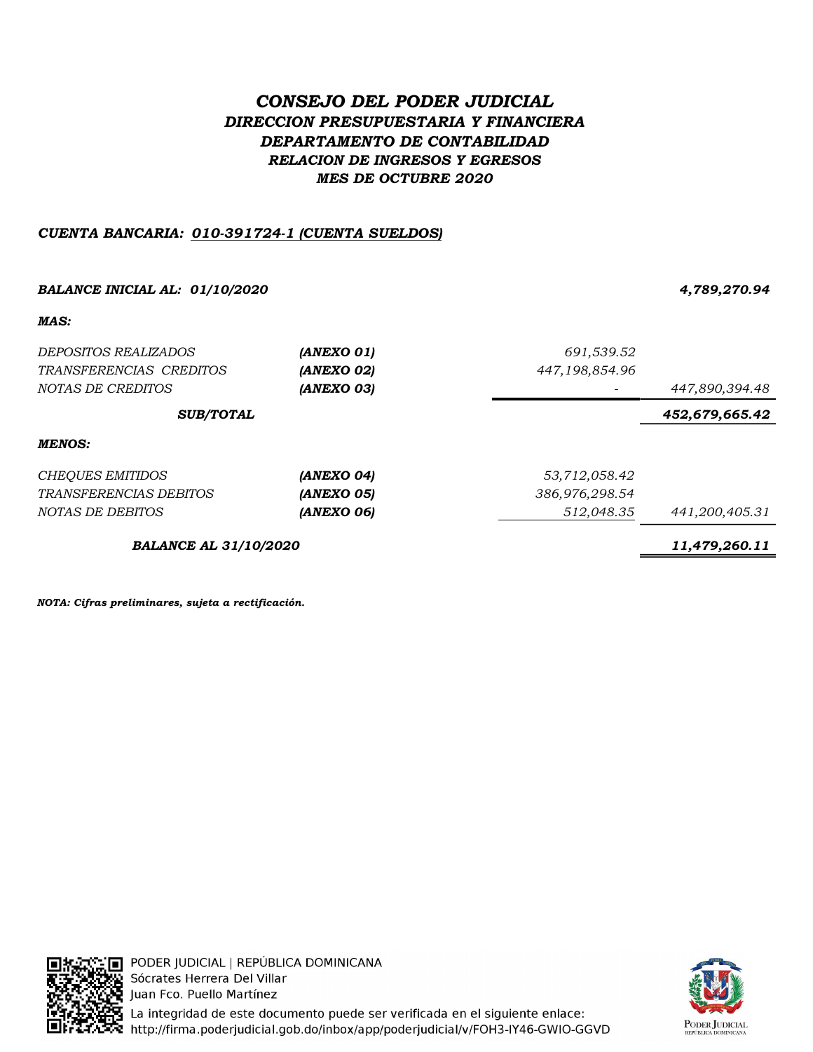# *CONSEJO DEL PODER JUDICIAL*

## *DIRECCION PRESUPUESTARIA Y FINANCIERA*

### *DEPARTAMENTO DE CONTABILIDAD*

### *RELACION DE INGRESOS Y EGRESOS*

### *MES DE OCTUBRE 2020*

***CUENTA BANCARIA: 010-391724-1 (CUENTA SUELDOS)***

| | | | |
|---|---|---|---|
| ***BALANCE INICIAL AL: 01/10/2020*** | | | ***4,789,270.94*** |
| ***MAS:*** | | | |
| *DEPOSITOS REALIZADOS* | ***(ANEXO 01)*** | *691,539.52* | |
| *TRANSFERENCIAS CREDITOS* | ***(ANEXO 02)*** | *447,198,854.96* | |
| *NOTAS DE CREDITOS* | ***(ANEXO 03)*** | *-* | *447,890,394.48* |
| ***SUB/TOTAL*** | | | ***452,679,665.42*** |
| ***MENOS:*** | | | |
| *CHEQUES EMITIDOS* | ***(ANEXO 04)*** | *53,712,058.42* | |
| *TRANSFERENCIAS DEBITOS* | ***(ANEXO 05)*** | *386,976,298.54* | |
| *NOTAS DE DEBITOS* | ***(ANEXO 06)*** | *512,048.35* | *441,200,405.31* |
| ***BALANCE AL 31/10/2020*** | | | ***11,479,260.11*** |

***NOTA: Cifras preliminares, sujeta a rectificación.***

PODER JUDICIAL | REPÚBLICA DOMINICANA
Sócrates Herrera Del Villar
Juan Fco. Puello Martínez
La integridad de este documento puede ser verificada en el siguiente enlace:
http://firma.poderjudicial.gob.do/inbox/app/poderjudicial/v/FOH3-IY46-GWIO-GGVD

PODER JUDICIAL
REPÚBLICA DOMINICANA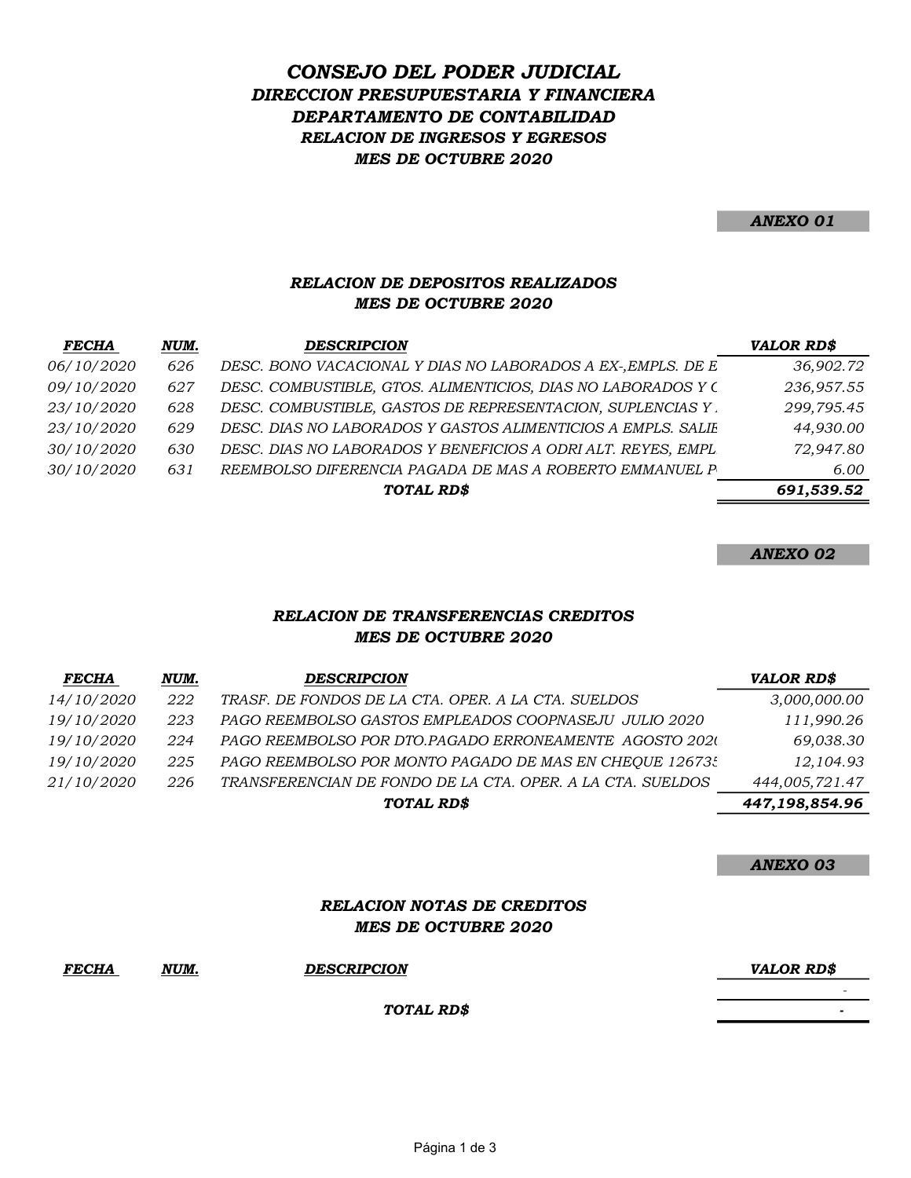# *CONSEJO DEL PODER JUDICIAL*
## *DIRECCION PRESUPUESTARIA Y FINANCIERA*
## *DEPARTAMENTO DE CONTABILIDAD*
### *RELACION DE INGRESOS Y EGRESOS*
### *MES DE OCTUBRE 2020*

***ANEXO 01***

### *RELACION DE DEPOSITOS REALIZADOS*
### *MES DE OCTUBRE 2020*

| *FECHA* | *NUM.* | *DESCRIPCION* | *VALOR RD$* |
|---|---|---|---|
| *06/10/2020* | *626* | *DESC. BONO VACACIONAL Y DIAS NO LABORADOS A EX-,EMPLS. DE E* | *36,902.72* |
| *09/10/2020* | *627* | *DESC. COMBUSTIBLE, GTOS. ALIMENTICIOS, DIAS NO LABORADOS Y (* | *236,957.55* |
| *23/10/2020* | *628* | *DESC. COMBUSTIBLE, GASTOS DE REPRESENTACION, SUPLENCIAS Y* | *299,795.45* |
| *23/10/2020* | *629* | *DESC. DIAS NO LABORADOS Y GASTOS ALIMENTICIOS A EMPLS. SALIE* | *44,930.00* |
| *30/10/2020* | *630* | *DESC. DIAS NO LABORADOS Y BENEFICIOS A ODRI ALT. REYES, EMPL* | *72,947.80* |
| *30/10/2020* | *631* | *REEMBOLSO DIFERENCIA PAGADA DE MAS A ROBERTO EMMANUEL P* | *6.00* |
| | | ***TOTAL RD$*** | ***691,539.52*** |

***ANEXO 02***

### *RELACION DE TRANSFERENCIAS CREDITOS*
### *MES DE OCTUBRE 2020*

| *FECHA* | *NUM.* | *DESCRIPCION* | *VALOR RD$* |
|---|---|---|---|
| *14/10/2020* | *222* | *TRASF. DE FONDOS DE LA CTA. OPER. A LA CTA. SUELDOS* | *3,000,000.00* |
| *19/10/2020* | *223* | *PAGO REEMBOLSO GASTOS EMPLEADOS COOPNASEJU JULIO 2020* | *111,990.26* |
| *19/10/2020* | *224* | *PAGO REEMBOLSO POR DTO.PAGADO ERRONEAMENTE AGOSTO 202(* | *69,038.30* |
| *19/10/2020* | *225* | *PAGO REEMBOLSO POR MONTO PAGADO DE MAS EN CHEQUE 12673* | *12,104.93* |
| *21/10/2020* | *226* | *TRANSFERENCIAN DE FONDO DE LA CTA. OPER. A LA CTA. SUELDOS* | *444,005,721.47* |
| | | ***TOTAL RD$*** | ***447,198,854.96*** |

***ANEXO 03***

### *RELACION NOTAS DE CREDITOS*
### *MES DE OCTUBRE 2020*

| *FECHA* | *NUM.* | *DESCRIPCION* | *VALOR RD$* |
|---|---|---|---|
| | | | - |
| | | ***TOTAL RD$*** | **-** |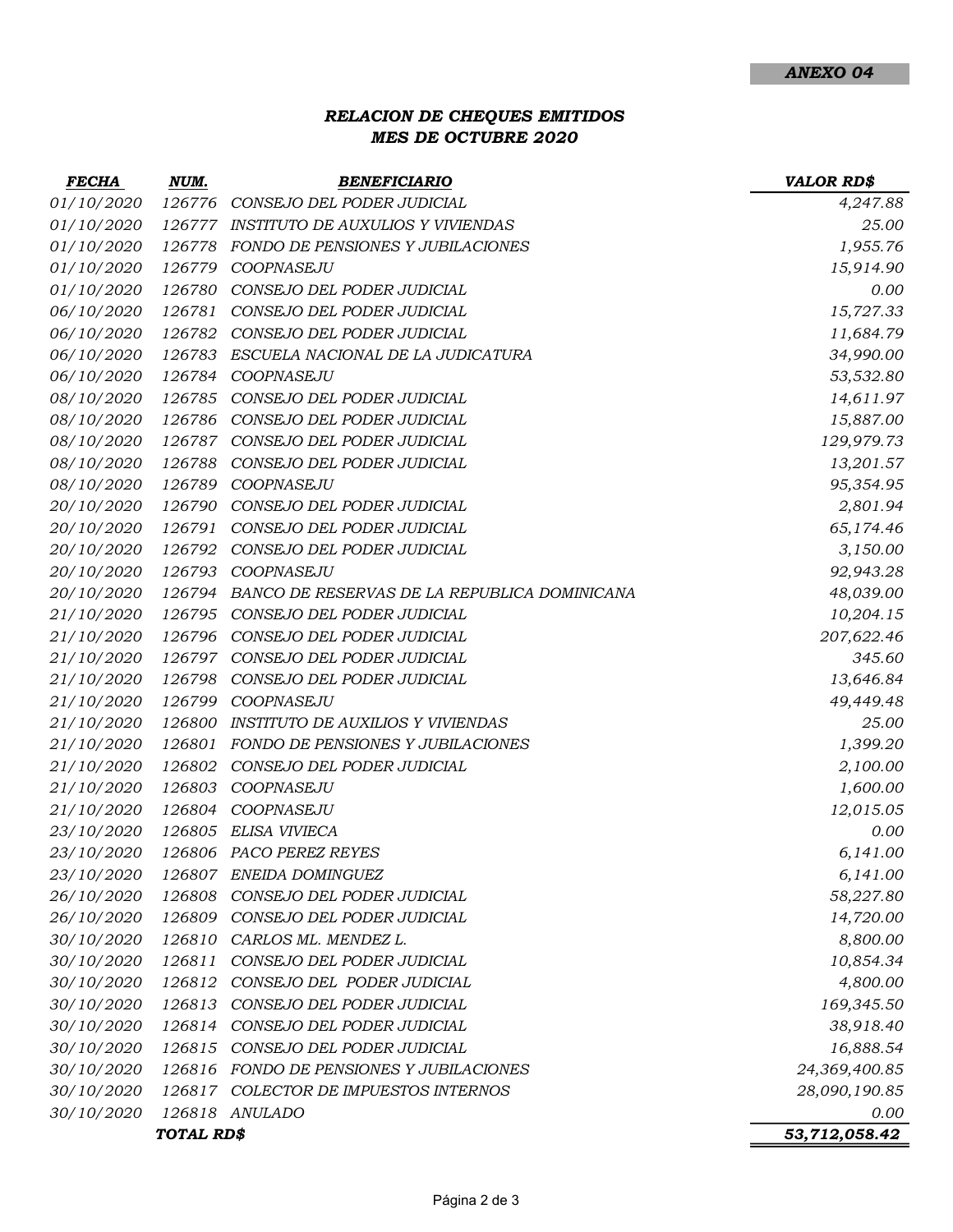***ANEXO 04***

## *RELACION DE CHEQUES EMITIDOS*
## *MES DE OCTUBRE 2020*

| *FECHA* | *NUM.* | *BENEFICIARIO* | *VALOR RD$* |
|---|---|---|---|
| *01/10/2020* | *126776* | *CONSEJO DEL PODER JUDICIAL* | *4,247.88* |
| *01/10/2020* | *126777* | *INSTITUTO DE AUXULIOS Y VIVIENDAS* | *25.00* |
| *01/10/2020* | *126778* | *FONDO DE PENSIONES Y JUBILACIONES* | *1,955.76* |
| *01/10/2020* | *126779* | *COOPNASEJU* | *15,914.90* |
| *01/10/2020* | *126780* | *CONSEJO DEL PODER JUDICIAL* | *0.00* |
| *06/10/2020* | *126781* | *CONSEJO DEL PODER JUDICIAL* | *15,727.33* |
| *06/10/2020* | *126782* | *CONSEJO DEL PODER JUDICIAL* | *11,684.79* |
| *06/10/2020* | *126783* | *ESCUELA NACIONAL DE LA JUDICATURA* | *34,990.00* |
| *06/10/2020* | *126784* | *COOPNASEJU* | *53,532.80* |
| *08/10/2020* | *126785* | *CONSEJO DEL PODER JUDICIAL* | *14,611.97* |
| *08/10/2020* | *126786* | *CONSEJO DEL PODER JUDICIAL* | *15,887.00* |
| *08/10/2020* | *126787* | *CONSEJO DEL PODER JUDICIAL* | *129,979.73* |
| *08/10/2020* | *126788* | *CONSEJO DEL PODER JUDICIAL* | *13,201.57* |
| *08/10/2020* | *126789* | *COOPNASEJU* | *95,354.95* |
| *20/10/2020* | *126790* | *CONSEJO DEL PODER JUDICIAL* | *2,801.94* |
| *20/10/2020* | *126791* | *CONSEJO DEL PODER JUDICIAL* | *65,174.46* |
| *20/10/2020* | *126792* | *CONSEJO DEL PODER JUDICIAL* | *3,150.00* |
| *20/10/2020* | *126793* | *COOPNASEJU* | *92,943.28* |
| *20/10/2020* | *126794* | *BANCO DE RESERVAS DE LA REPUBLICA DOMINICANA* | *48,039.00* |
| *21/10/2020* | *126795* | *CONSEJO DEL PODER JUDICIAL* | *10,204.15* |
| *21/10/2020* | *126796* | *CONSEJO DEL PODER JUDICIAL* | *207,622.46* |
| *21/10/2020* | *126797* | *CONSEJO DEL PODER JUDICIAL* | *345.60* |
| *21/10/2020* | *126798* | *CONSEJO DEL PODER JUDICIAL* | *13,646.84* |
| *21/10/2020* | *126799* | *COOPNASEJU* | *49,449.48* |
| *21/10/2020* | *126800* | *INSTITUTO DE AUXILIOS Y VIVIENDAS* | *25.00* |
| *21/10/2020* | *126801* | *FONDO DE PENSIONES Y JUBILACIONES* | *1,399.20* |
| *21/10/2020* | *126802* | *CONSEJO DEL PODER JUDICIAL* | *2,100.00* |
| *21/10/2020* | *126803* | *COOPNASEJU* | *1,600.00* |
| *21/10/2020* | *126804* | *COOPNASEJU* | *12,015.05* |
| *23/10/2020* | *126805* | *ELISA VIVIECA* | *0.00* |
| *23/10/2020* | *126806* | *PACO PEREZ REYES* | *6,141.00* |
| *23/10/2020* | *126807* | *ENEIDA DOMINGUEZ* | *6,141.00* |
| *26/10/2020* | *126808* | *CONSEJO DEL PODER JUDICIAL* | *58,227.80* |
| *26/10/2020* | *126809* | *CONSEJO DEL PODER JUDICIAL* | *14,720.00* |
| *30/10/2020* | *126810* | *CARLOS ML. MENDEZ L.* | *8,800.00* |
| *30/10/2020* | *126811* | *CONSEJO DEL PODER JUDICIAL* | *10,854.34* |
| *30/10/2020* | *126812* | *CONSEJO DEL PODER JUDICIAL* | *4,800.00* |
| *30/10/2020* | *126813* | *CONSEJO DEL PODER JUDICIAL* | *169,345.50* |
| *30/10/2020* | *126814* | *CONSEJO DEL PODER JUDICIAL* | *38,918.40* |
| *30/10/2020* | *126815* | *CONSEJO DEL PODER JUDICIAL* | *16,888.54* |
| *30/10/2020* | *126816* | *FONDO DE PENSIONES Y JUBILACIONES* | *24,369,400.85* |
| *30/10/2020* | *126817* | *COLECTOR DE IMPUESTOS INTERNOS* | *28,090,190.85* |
| *30/10/2020* | *126818* | *ANULADO* | *0.00* |
| | ***TOTAL RD$*** | | ***53,712,058.42*** |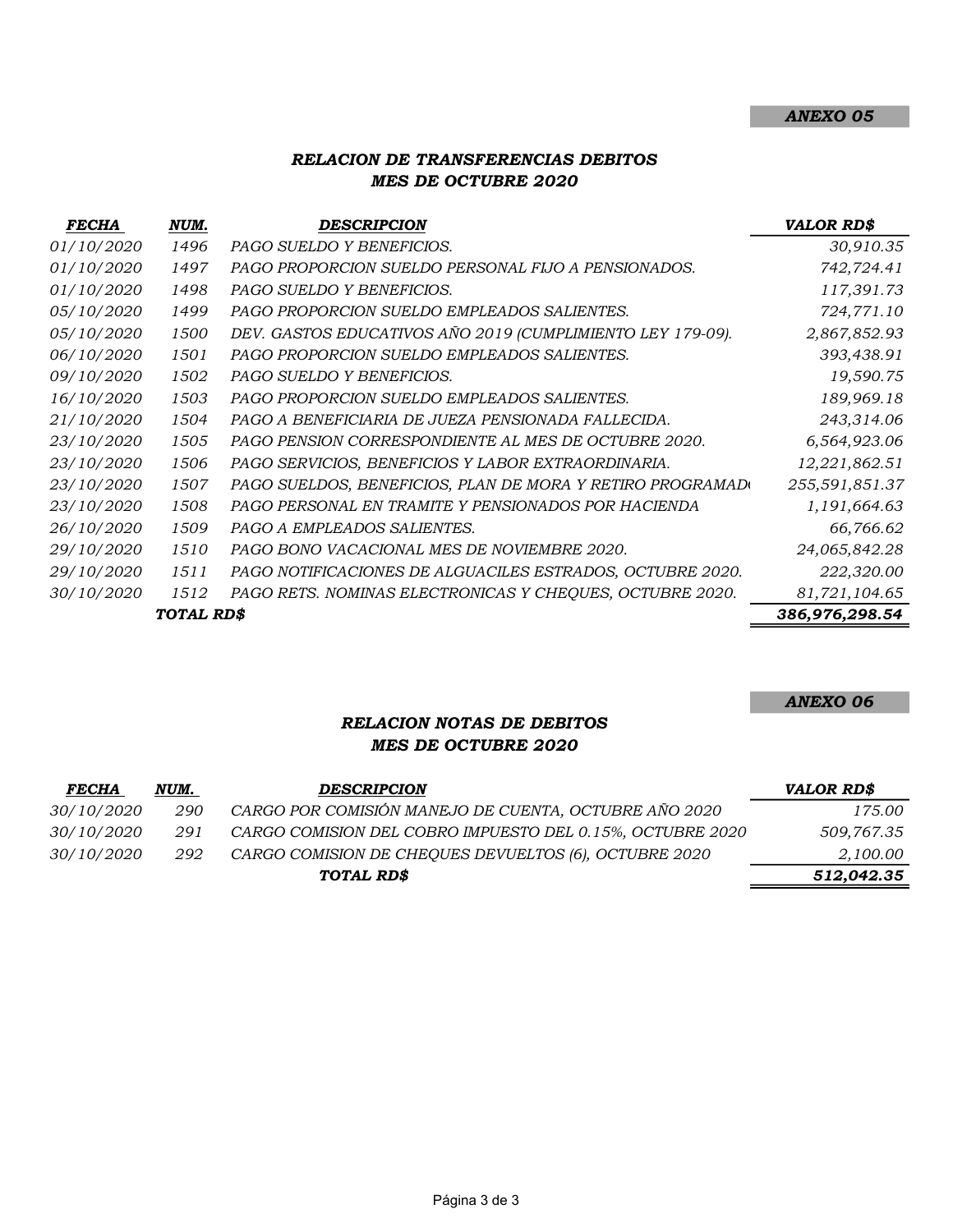***ANEXO 05***

## *RELACION DE TRANSFERENCIAS DEBITOS*
## *MES DE OCTUBRE 2020*

| *FECHA* | *NUM.* | *DESCRIPCION* | *VALOR RD$* |
|---|---|---|---|
| *01/10/2020* | *1496* | *PAGO SUELDO Y BENEFICIOS.* | *30,910.35* |
| *01/10/2020* | *1497* | *PAGO PROPORCION SUELDO PERSONAL FIJO A PENSIONADOS.* | *742,724.41* |
| *01/10/2020* | *1498* | *PAGO SUELDO Y BENEFICIOS.* | *117,391.73* |
| *05/10/2020* | *1499* | *PAGO PROPORCION SUELDO EMPLEADOS SALIENTES.* | *724,771.10* |
| *05/10/2020* | *1500* | *DEV. GASTOS EDUCATIVOS AÑO 2019 (CUMPLIMIENTO LEY 179-09).* | *2,867,852.93* |
| *06/10/2020* | *1501* | *PAGO PROPORCION SUELDO EMPLEADOS SALIENTES.* | *393,438.91* |
| *09/10/2020* | *1502* | *PAGO SUELDO Y BENEFICIOS.* | *19,590.75* |
| *16/10/2020* | *1503* | *PAGO PROPORCION SUELDO EMPLEADOS SALIENTES.* | *189,969.18* |
| *21/10/2020* | *1504* | *PAGO A BENEFICIARIA DE JUEZA PENSIONADA FALLECIDA.* | *243,314.06* |
| *23/10/2020* | *1505* | *PAGO PENSION CORRESPONDIENTE AL MES DE OCTUBRE 2020.* | *6,564,923.06* |
| *23/10/2020* | *1506* | *PAGO SERVICIOS, BENEFICIOS Y LABOR EXTRAORDINARIA.* | *12,221,862.51* |
| *23/10/2020* | *1507* | *PAGO SUELDOS, BENEFICIOS, PLAN DE MORA Y RETIRO PROGRAMAD* | *255,591,851.37* |
| *23/10/2020* | *1508* | *PAGO PERSONAL EN TRAMITE Y PENSIONADOS POR HACIENDA* | *1,191,664.63* |
| *26/10/2020* | *1509* | *PAGO A EMPLEADOS SALIENTES.* | *66,766.62* |
| *29/10/2020* | *1510* | *PAGO BONO VACACIONAL MES DE NOVIEMBRE 2020.* | *24,065,842.28* |
| *29/10/2020* | *1511* | *PAGO NOTIFICACIONES DE ALGUACILES ESTRADOS, OCTUBRE 2020.* | *222,320.00* |
| *30/10/2020* | *1512* | *PAGO RETS. NOMINAS ELECTRONICAS Y CHEQUES, OCTUBRE 2020.* | *81,721,104.65* |
| | ***TOTAL RD$*** | | ***386,976,298.54*** |

***ANEXO 06***

## *RELACION NOTAS DE DEBITOS*
## *MES DE OCTUBRE 2020*

| *FECHA* | *NUM.* | *DESCRIPCION* | *VALOR RD$* |
|---|---|---|---|
| *30/10/2020* | *290* | *CARGO POR COMISIÓN MANEJO DE CUENTA, OCTUBRE AÑO 2020* | *175.00* |
| *30/10/2020* | *291* | *CARGO COMISION DEL COBRO IMPUESTO DEL 0.15%, OCTUBRE 2020* | *509,767.35* |
| *30/10/2020* | *292* | *CARGO COMISION DE CHEQUES DEVUELTOS (6), OCTUBRE 2020* | *2,100.00* |
| | | ***TOTAL RD$*** | ***512,042.35*** |